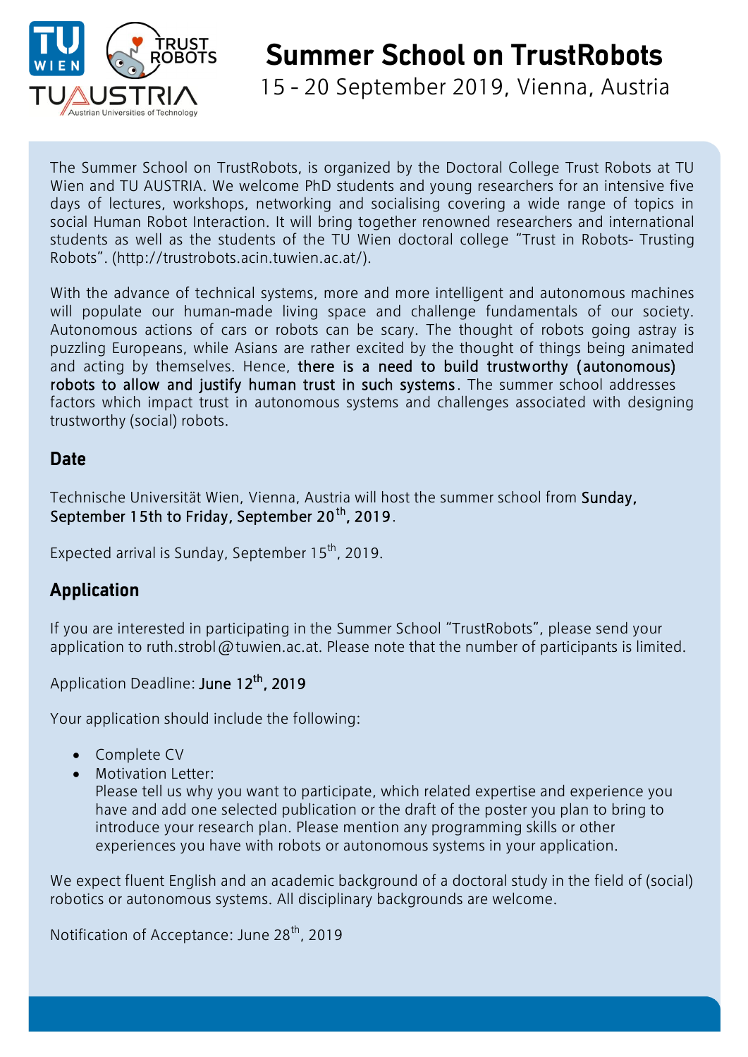# Summer School on TrustRobots

15 - 20 September 2019, Vienna, Austria

The Summer School on TrustRobots, is organized by the Doctoral College Trust Robots at TU Wien and TU AUSTRIA. We welcome PhD students and young researchers for an intensive five days of lectures, workshops, networking and socialising covering a wide range of topics in social Human Robot Interaction. It will bring together renowned researchers and international students as well as the students of the TU Wien doctoral college "Trust in Robots- Trusting Robots". (http://trustrobots.acin.tuwien.ac.at/).

With the advance of technical systems, more and more intelligent and autonomous machines will populate our human-made living space and challenge fundamentals of our society. Autonomous actions of cars or robots can be scary. The thought of robots going astray is puzzling Europeans, while Asians are rather excited by the thought of things being animated and acting by themselves. Hence, **there is a need to build trustworthy (autonomous) robots to allow and justify human trust in such systems**. The summer school addresses factors which impact trust in autonomous systems and challenges associated with designing trustworthy (social) robots.

## Date

Technische Universität Wien, Vienna, Austria will host the summer school from **Sunday, September 15th to Friday, September 20th, 2019**.

Expected arrival is Sunday, September 15th, 2019.

## Application

If you are interested in participating in the Summer School "TrustRobots", please send your application to ruth.strobl@tuwien.ac.at. Please note that the number of participants is limited.

Application Deadline: **June 12th, 2019**

Your application should include the following:

- Complete CV
- Motivation Letter:
  Please tell us why you want to participate, which related expertise and experience you have and add one selected publication or the draft of the poster you plan to bring to introduce your research plan. Please mention any programming skills or other experiences you have with robots or autonomous systems in your application.

We expect fluent English and an academic background of a doctoral study in the field of (social) robotics or autonomous systems. All disciplinary backgrounds are welcome.

Notification of Acceptance: June 28th, 2019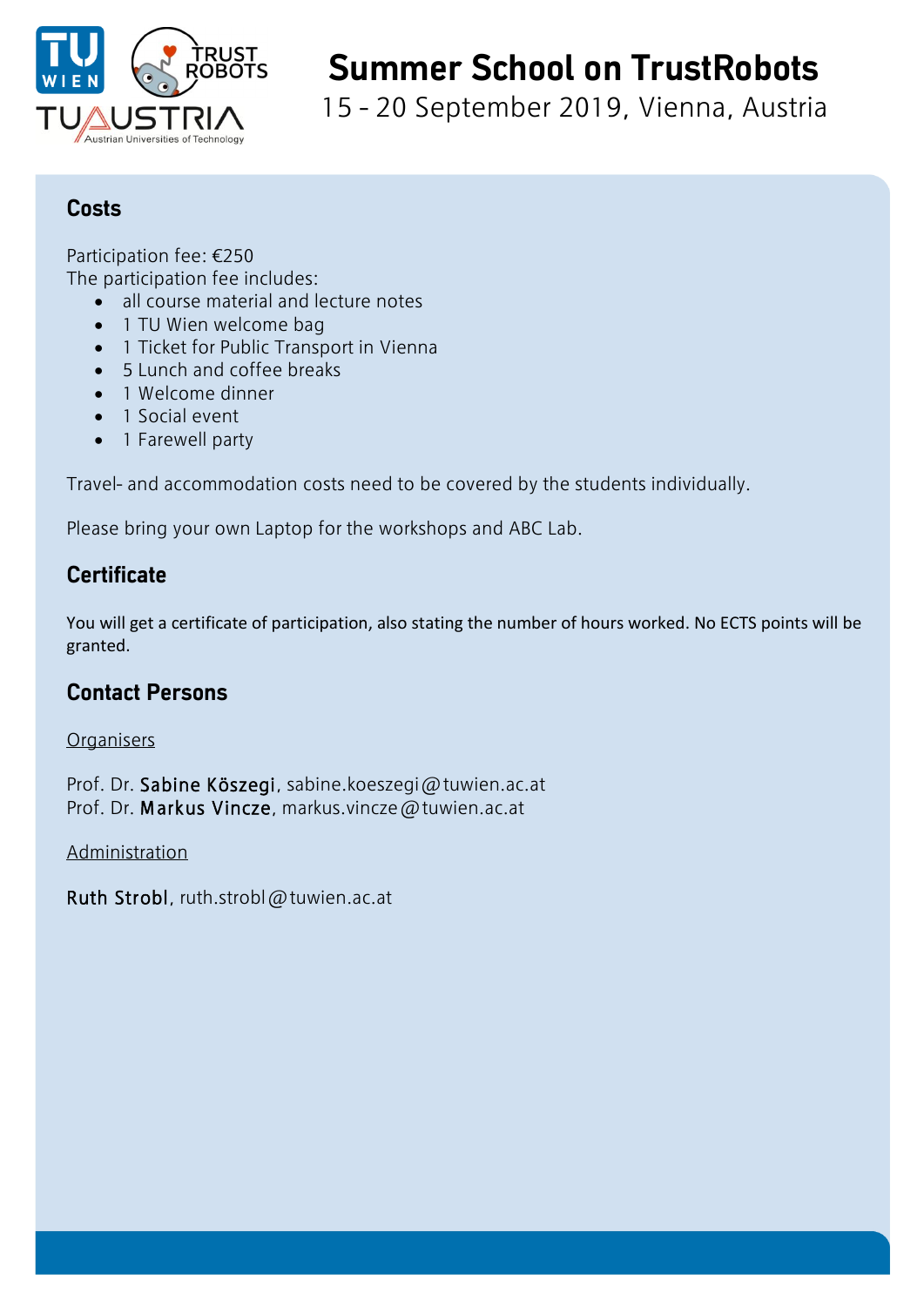# Summer School on TrustRobots

15 - 20 September 2019, Vienna, Austria

## Costs

Participation fee: €250
The participation fee includes:

- all course material and lecture notes
- 1 TU Wien welcome bag
- 1 Ticket for Public Transport in Vienna
- 5 Lunch and coffee breaks
- 1 Welcome dinner
- 1 Social event
- 1 Farewell party

Travel- and accommodation costs need to be covered by the students individually.

Please bring your own Laptop for the workshops and ABC Lab.

## Certificate

You will get a certificate of participation, also stating the number of hours worked. No ECTS points will be granted.

## Contact Persons

Organisers

Prof. Dr. Sabine Köszegi, sabine.koeszegi@tuwien.ac.at
Prof. Dr. Markus Vincze, markus.vincze@tuwien.ac.at

Administration

Ruth Strobl, ruth.strobl@tuwien.ac.at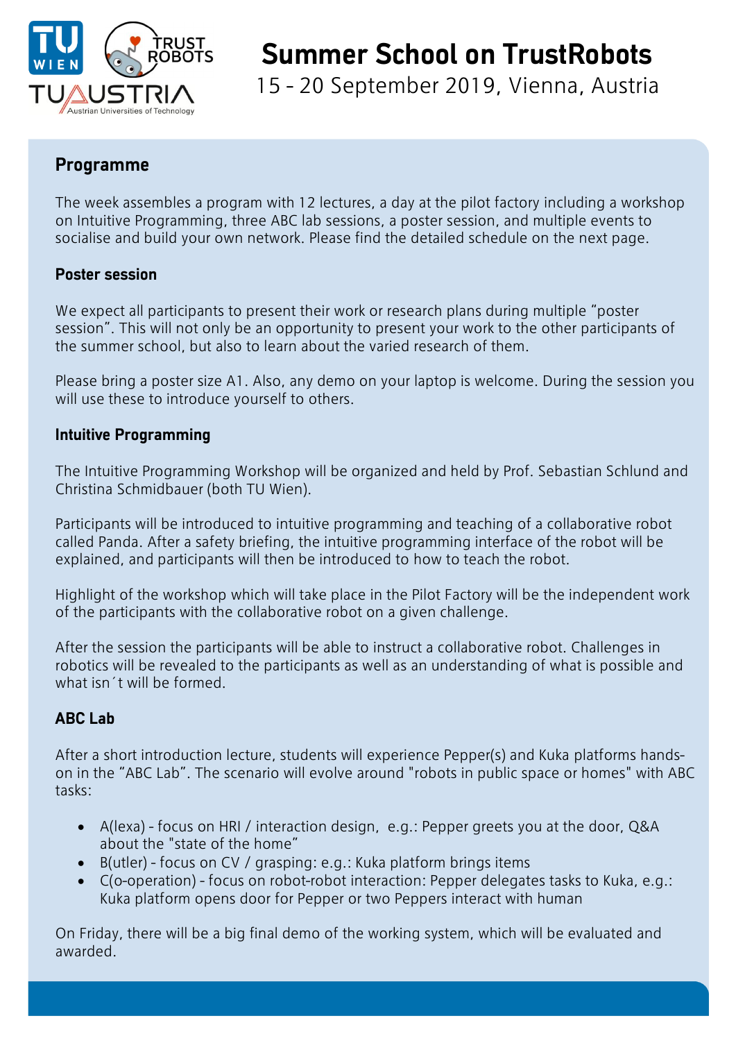# Summer School on TrustRobots

15 - 20 September 2019, Vienna, Austria

## Programme

The week assembles a program with 12 lectures, a day at the pilot factory including a workshop on Intuitive Programming, three ABC lab sessions, a poster session, and multiple events to socialise and build your own network. Please find the detailed schedule on the next page.

### Poster session

We expect all participants to present their work or research plans during multiple "poster session". This will not only be an opportunity to present your work to the other participants of the summer school, but also to learn about the varied research of them.

Please bring a poster size A1. Also, any demo on your laptop is welcome. During the session you will use these to introduce yourself to others.

### Intuitive Programming

The Intuitive Programming Workshop will be organized and held by Prof. Sebastian Schlund and Christina Schmidbauer (both TU Wien).

Participants will be introduced to intuitive programming and teaching of a collaborative robot called Panda. After a safety briefing, the intuitive programming interface of the robot will be explained, and participants will then be introduced to how to teach the robot.

Highlight of the workshop which will take place in the Pilot Factory will be the independent work of the participants with the collaborative robot on a given challenge.

After the session the participants will be able to instruct a collaborative robot. Challenges in robotics will be revealed to the participants as well as an understanding of what is possible and what isn´t will be formed.

### ABC Lab

After a short introduction lecture, students will experience Pepper(s) and Kuka platforms hands-on in the "ABC Lab". The scenario will evolve around "robots in public space or homes" with ABC tasks:

- A(lexa) - focus on HRI / interaction design, e.g.: Pepper greets you at the door, Q&A about the "state of the home"
- B(utler) - focus on CV / grasping: e.g.: Kuka platform brings items
- C(o-operation) - focus on robot-robot interaction: Pepper delegates tasks to Kuka, e.g.: Kuka platform opens door for Pepper or two Peppers interact with human

On Friday, there will be a big final demo of the working system, which will be evaluated and awarded.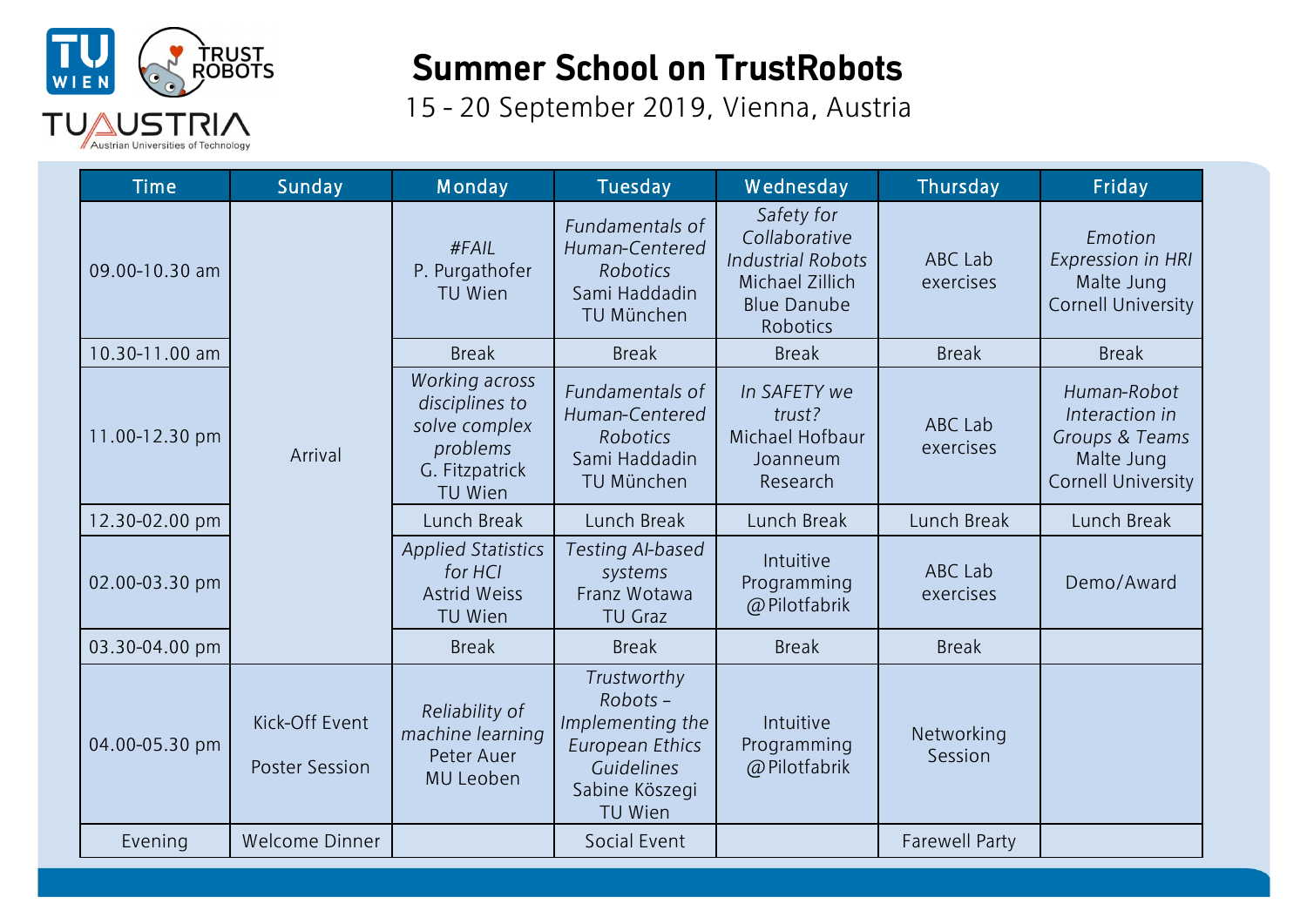# Summer School on TrustRobots

15 - 20 September 2019, Vienna, Austria

| Time | Sunday | Monday | Tuesday | Wednesday | Thursday | Friday |
| --- | --- | --- | --- | --- | --- | --- |
| 09.00-10.30 am | Arrival | *#FAIL* P. Purgathofer TU Wien | *Fundamentals of Human-Centered Robotics* Sami Haddadin TU München | *Safety for Collaborative Industrial Robots* Michael Zillich Blue Danube Robotics | ABC Lab exercises | *Emotion Expression in HRI* Malte Jung Cornell University |
| 10.30-11.00 am | | Break | Break | Break | Break | Break |
| 11.00-12.30 pm | | *Working across disciplines to solve complex problems* G. Fitzpatrick TU Wien | *Fundamentals of Human-Centered Robotics* Sami Haddadin TU München | *In SAFETY we trust?* Michael Hofbaur Joanneum Research | ABC Lab exercises | *Human-Robot Interaction in Groups & Teams* Malte Jung Cornell University |
| 12.30-02.00 pm | | Lunch Break | Lunch Break | Lunch Break | Lunch Break | Lunch Break |
| 02.00-03.30 pm | | *Applied Statistics for HCI* Astrid Weiss TU Wien | *Testing AI-based systems* Franz Wotawa TU Graz | Intuitive Programming @Pilotfabrik | ABC Lab exercises | Demo/Award |
| 03.30-04.00 pm | | Break | Break | Break | Break | |
| 04.00-05.30 pm | Kick-Off Event<br><br>Poster Session | *Reliability of machine learning* Peter Auer MU Leoben | *Trustworthy Robots – Implementing the European Ethics Guidelines* Sabine Köszegi TU Wien | Intuitive Programming @Pilotfabrik | Networking Session | |
| Evening | Welcome Dinner | | Social Event | | Farewell Party | |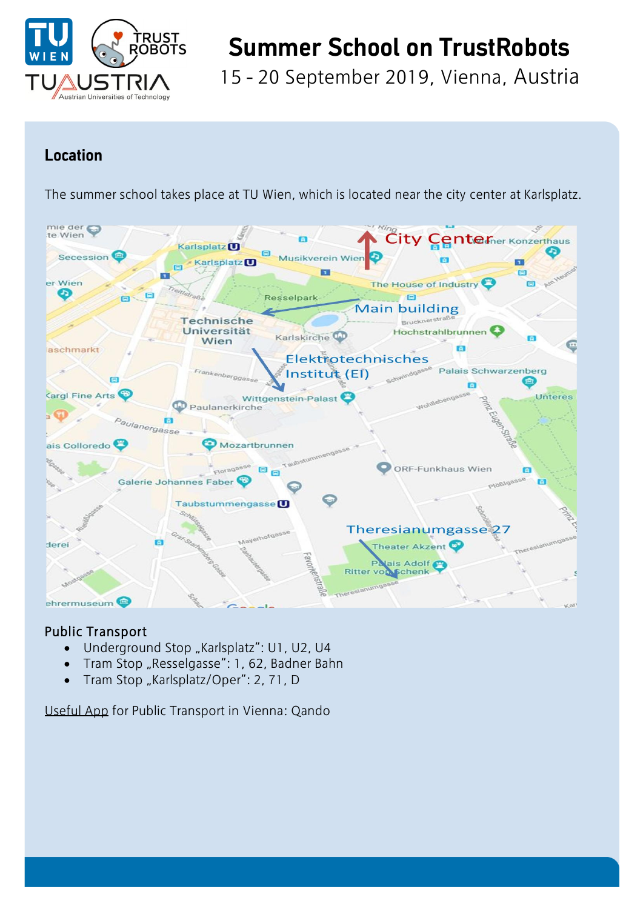# Summer School on TrustRobots

15 - 20 September 2019, Vienna, Austria

## Location

The summer school takes place at TU Wien, which is located near the city center at Karlsplatz.

### Public Transport

- Underground Stop „Karlsplatz“: U1, U2, U4
- Tram Stop „Resselgasse“: 1, 62, Badner Bahn
- Tram Stop „Karlsplatz/Oper“: 2, 71, D

Useful App for Public Transport in Vienna: Qando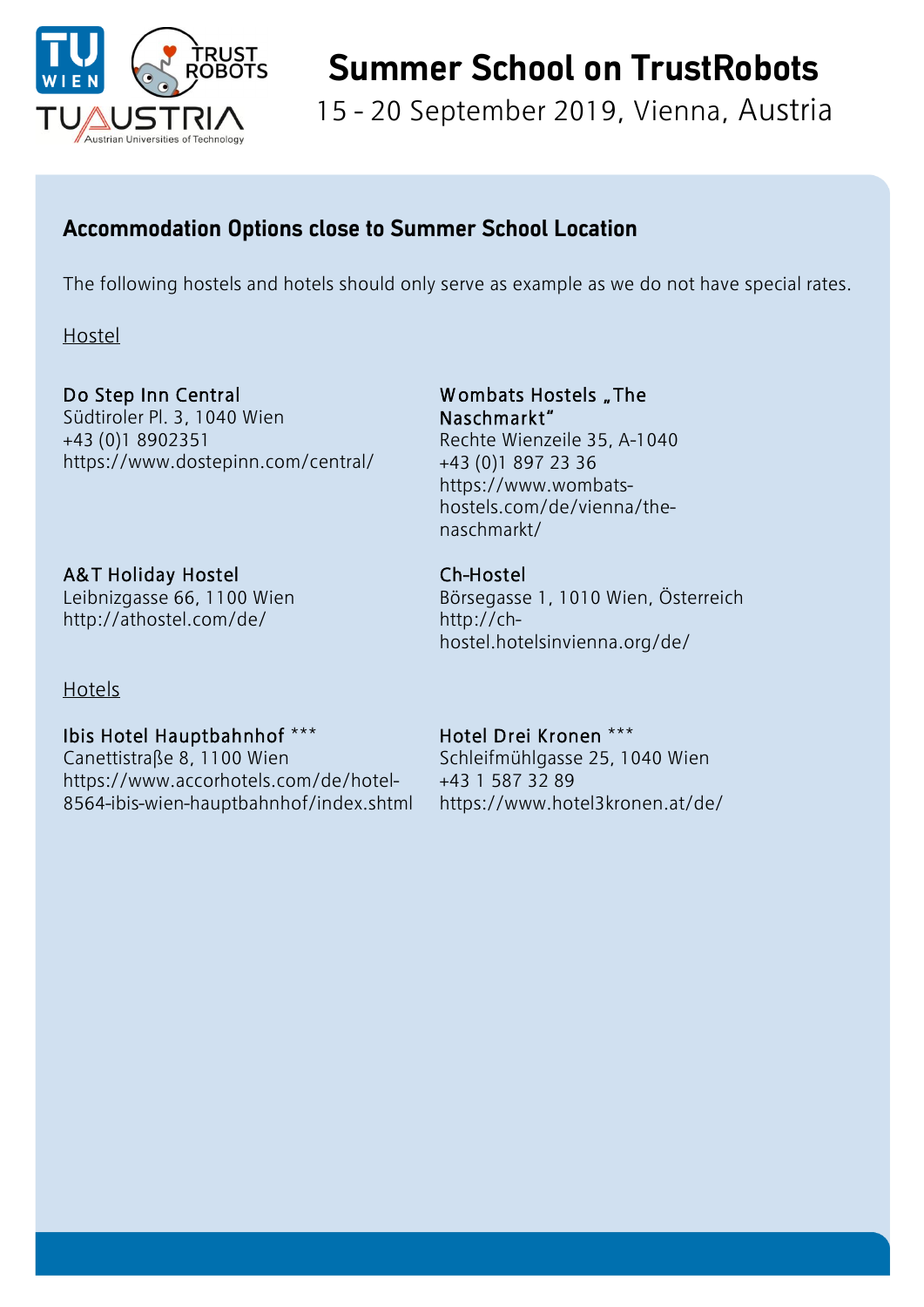# Summer School on TrustRobots

15 - 20 September 2019, Vienna, Austria

## Accommodation Options close to Summer School Location

The following hostels and hotels should only serve as example as we do not have special rates.

### Hostel

**Do Step Inn Central**
Südtiroler Pl. 3, 1040 Wien
+43 (0)1 8902351
https://www.dostepinn.com/central/

**Wombats Hostels „The Naschmarkt"**
Rechte Wienzeile 35, A-1040
+43 (0)1 897 23 36
https://www.wombats-hostels.com/de/vienna/the-naschmarkt/

**A&T Holiday Hostel**
Leibnizgasse 66, 1100 Wien
http://athostel.com/de/

**Ch-Hostel**
Börsegasse 1, 1010 Wien, Österreich
http://ch-hostel.hotelsinvienna.org/de/

### Hotels

**Ibis Hotel Hauptbahnhof** ***
Canettistraße 8, 1100 Wien
https://www.accorhotels.com/de/hotel-8564-ibis-wien-hauptbahnhof/index.shtml

**Hotel Drei Kronen** ***
Schleifmühlgasse 25, 1040 Wien
+43 1 587 32 89
https://www.hotel3kronen.at/de/